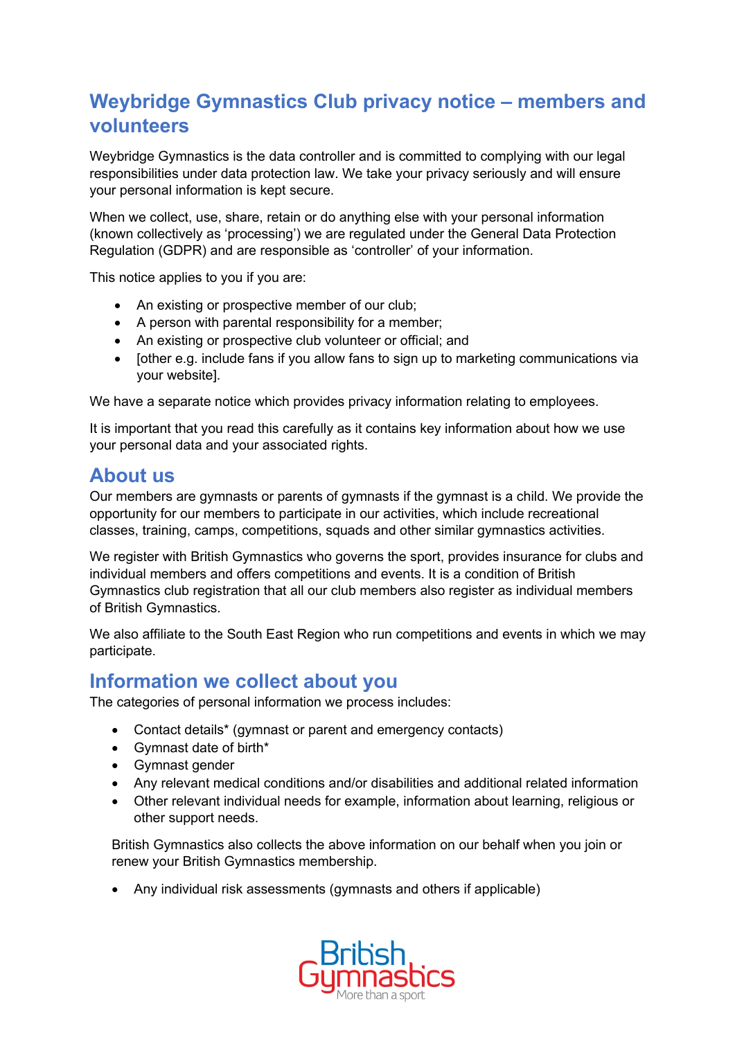# Weybridge Gymnastics Club privacy notice – members and volunteers

Weybridge Gymnastics is the data controller and is committed to complying with our legal responsibilities under data protection law. We take your privacy seriously and will ensure your personal information is kept secure.

When we collect, use, share, retain or do anything else with your personal information (known collectively as 'processing') we are regulated under the General Data Protection Regulation (GDPR) and are responsible as 'controller' of your information.

This notice applies to you if you are:

- An existing or prospective member of our club;
- A person with parental responsibility for a member;
- An existing or prospective club volunteer or official; and
- [other e.g. include fans if you allow fans to sign up to marketing communications via your website].

We have a separate notice which provides privacy information relating to employees.

It is important that you read this carefully as it contains key information about how we use your personal data and your associated rights.

## About us

Our members are gymnasts or parents of gymnasts if the gymnast is a child. We provide the opportunity for our members to participate in our activities, which include recreational classes, training, camps, competitions, squads and other similar gymnastics activities.

We register with British Gymnastics who governs the sport, provides insurance for clubs and individual members and offers competitions and events. It is a condition of British Gymnastics club registration that all our club members also register as individual members of British Gymnastics.

We also affiliate to the South East Region who run competitions and events in which we may participate.

## Information we collect about you

The categories of personal information we process includes:

- Contact details* (gymnast or parent and emergency contacts)
- Gymnast date of birth*
- Gymnast gender
- Any relevant medical conditions and/or disabilities and additional related information
- Other relevant individual needs for example, information about learning, religious or other support needs.

British Gymnastics also collects the above information on our behalf when you join or renew your British Gymnastics membership.

- Any individual risk assessments (gymnasts and others if applicable)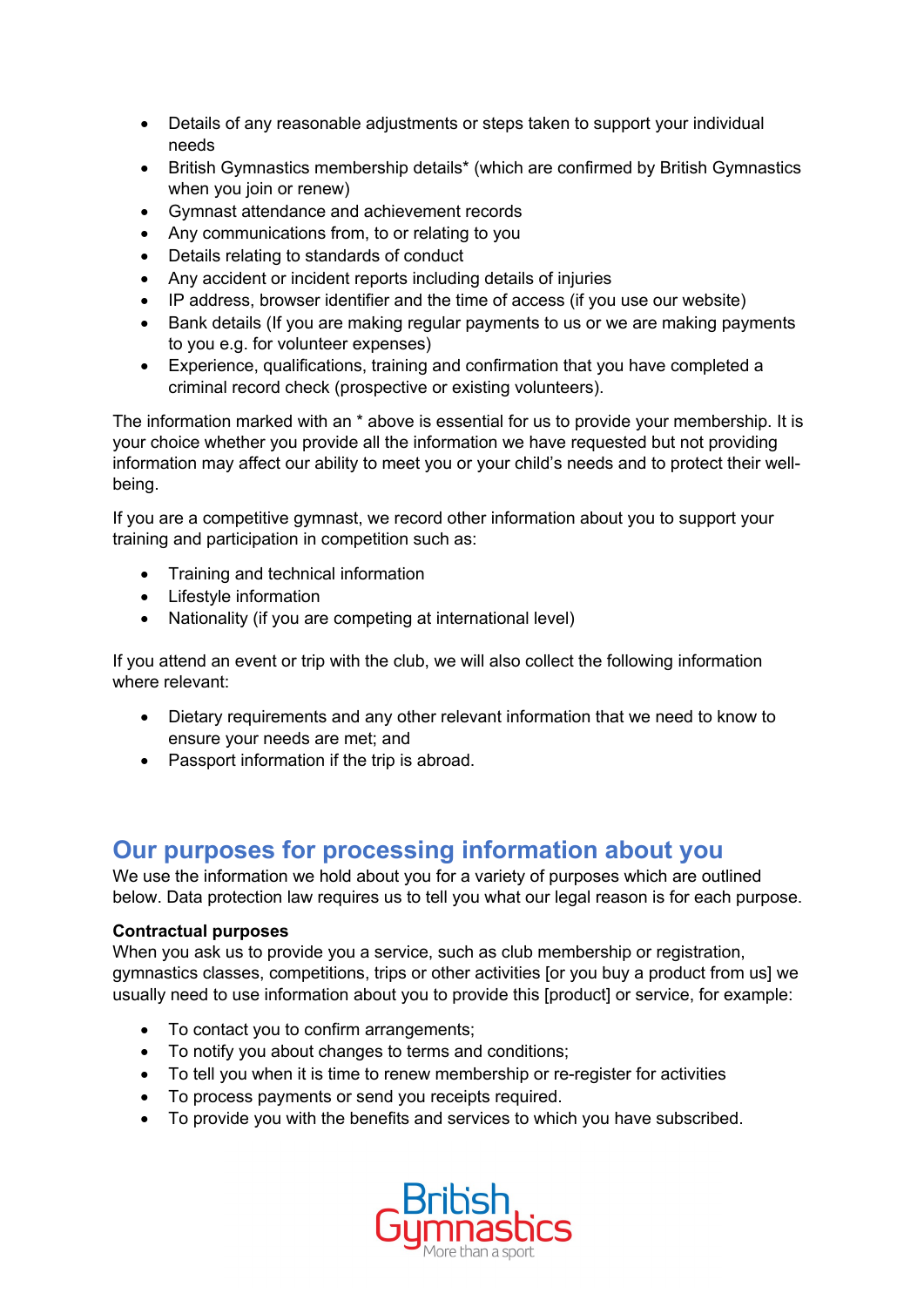- Details of any reasonable adjustments or steps taken to support your individual needs
- British Gymnastics membership details* (which are confirmed by British Gymnastics when you join or renew)
- Gymnast attendance and achievement records
- Any communications from, to or relating to you
- Details relating to standards of conduct
- Any accident or incident reports including details of injuries
- IP address, browser identifier and the time of access (if you use our website)
- Bank details (If you are making regular payments to us or we are making payments to you e.g. for volunteer expenses)
- Experience, qualifications, training and confirmation that you have completed a criminal record check (prospective or existing volunteers).

The information marked with an * above is essential for us to provide your membership. It is your choice whether you provide all the information we have requested but not providing information may affect our ability to meet you or your child's needs and to protect their well-being.

If you are a competitive gymnast, we record other information about you to support your training and participation in competition such as:

- Training and technical information
- Lifestyle information
- Nationality (if you are competing at international level)

If you attend an event or trip with the club, we will also collect the following information where relevant:

- Dietary requirements and any other relevant information that we need to know to ensure your needs are met; and
- Passport information if the trip is abroad.

## Our purposes for processing information about you

We use the information we hold about you for a variety of purposes which are outlined below. Data protection law requires us to tell you what our legal reason is for each purpose.

**Contractual purposes**
When you ask us to provide you a service, such as club membership or registration, gymnastics classes, competitions, trips or other activities [or you buy a product from us] we usually need to use information about you to provide this [product] or service, for example:

- To contact you to confirm arrangements;
- To notify you about changes to terms and conditions;
- To tell you when it is time to renew membership or re-register for activities
- To process payments or send you receipts required.
- To provide you with the benefits and services to which you have subscribed.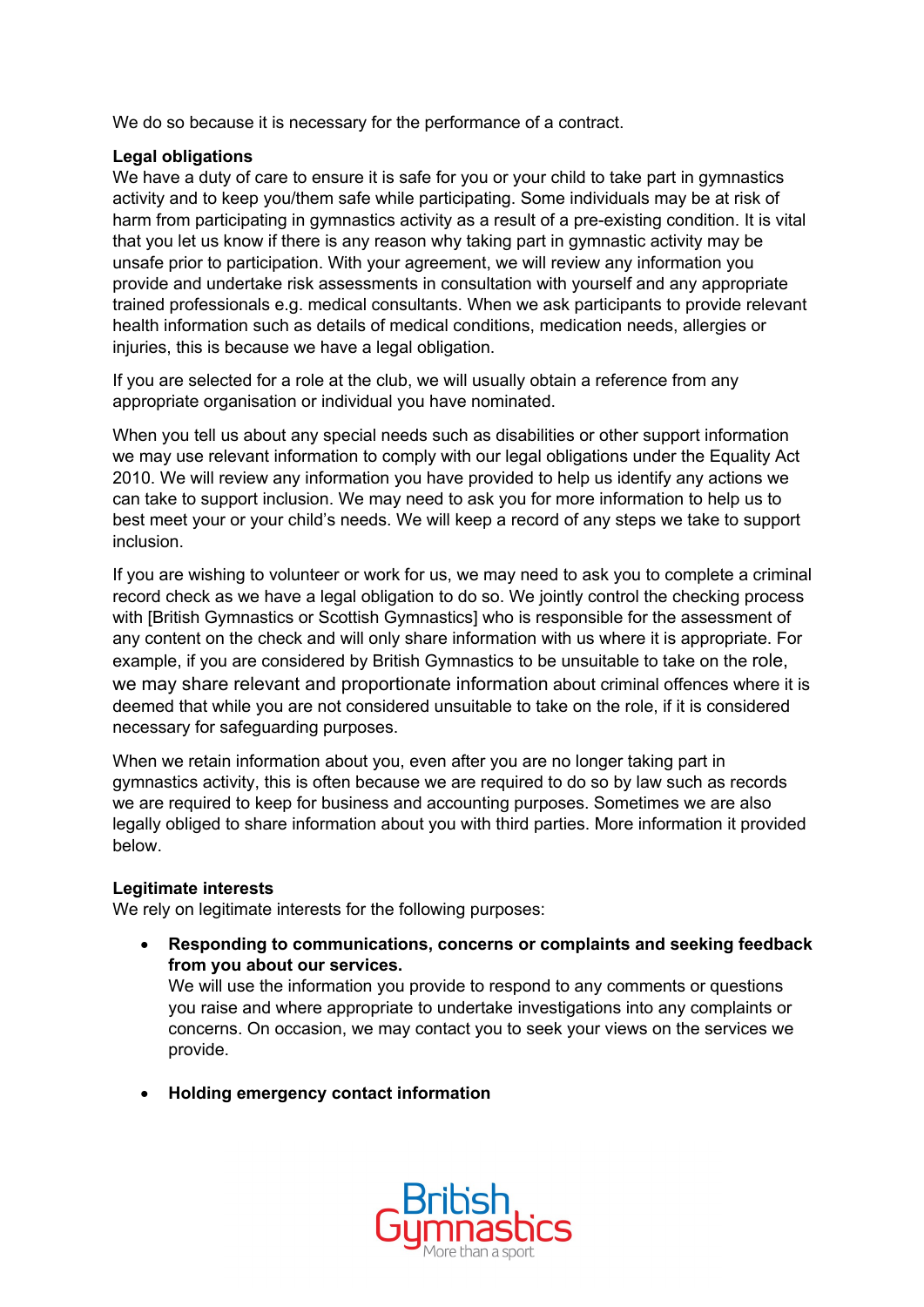We do so because it is necessary for the performance of a contract.

**Legal obligations**
We have a duty of care to ensure it is safe for you or your child to take part in gymnastics activity and to keep you/them safe while participating. Some individuals may be at risk of harm from participating in gymnastics activity as a result of a pre-existing condition. It is vital that you let us know if there is any reason why taking part in gymnastic activity may be unsafe prior to participation. With your agreement, we will review any information you provide and undertake risk assessments in consultation with yourself and any appropriate trained professionals e.g. medical consultants. When we ask participants to provide relevant health information such as details of medical conditions, medication needs, allergies or injuries, this is because we have a legal obligation.

If you are selected for a role at the club, we will usually obtain a reference from any appropriate organisation or individual you have nominated.

When you tell us about any special needs such as disabilities or other support information we may use relevant information to comply with our legal obligations under the Equality Act 2010. We will review any information you have provided to help us identify any actions we can take to support inclusion. We may need to ask you for more information to help us to best meet your or your child's needs. We will keep a record of any steps we take to support inclusion.

If you are wishing to volunteer or work for us, we may need to ask you to complete a criminal record check as we have a legal obligation to do so. We jointly control the checking process with [British Gymnastics or Scottish Gymnastics] who is responsible for the assessment of any content on the check and will only share information with us where it is appropriate. For example, if you are considered by British Gymnastics to be unsuitable to take on the role, we may share relevant and proportionate information about criminal offences where it is deemed that while you are not considered unsuitable to take on the role, if it is considered necessary for safeguarding purposes.

When we retain information about you, even after you are no longer taking part in gymnastics activity, this is often because we are required to do so by law such as records we are required to keep for business and accounting purposes. Sometimes we are also legally obliged to share information about you with third parties. More information it provided below.

**Legitimate interests**
We rely on legitimate interests for the following purposes:

- **Responding to communications, concerns or complaints and seeking feedback from you about our services.**
  We will use the information you provide to respond to any comments or questions you raise and where appropriate to undertake investigations into any complaints or concerns. On occasion, we may contact you to seek your views on the services we provide.

- **Holding emergency contact information**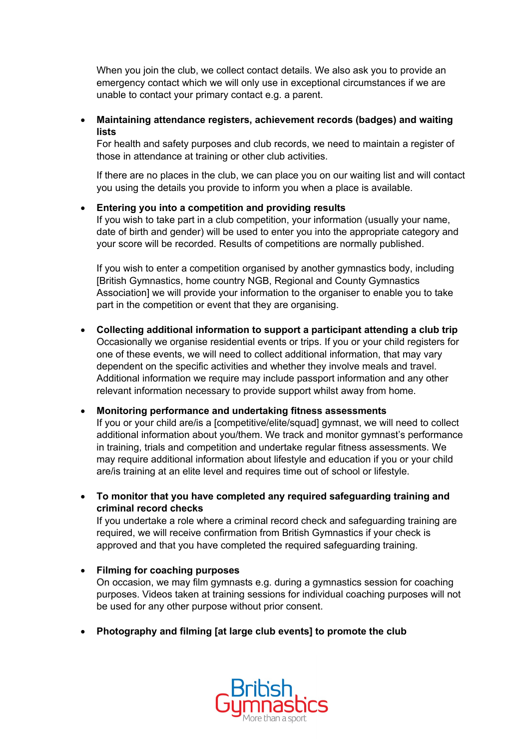When you join the club, we collect contact details. We also ask you to provide an emergency contact which we will only use in exceptional circumstances if we are unable to contact your primary contact e.g. a parent.

- **Maintaining attendance registers, achievement records (badges) and waiting lists**
  For health and safety purposes and club records, we need to maintain a register of those in attendance at training or other club activities.

  If there are no places in the club, we can place you on our waiting list and will contact you using the details you provide to inform you when a place is available.

- **Entering you into a competition and providing results**
  If you wish to take part in a club competition, your information (usually your name, date of birth and gender) will be used to enter you into the appropriate category and your score will be recorded. Results of competitions are normally published.

  If you wish to enter a competition organised by another gymnastics body, including [British Gymnastics, home country NGB, Regional and County Gymnastics Association] we will provide your information to the organiser to enable you to take part in the competition or event that they are organising.

- **Collecting additional information to support a participant attending a club trip**
  Occasionally we organise residential events or trips. If you or your child registers for one of these events, we will need to collect additional information, that may vary dependent on the specific activities and whether they involve meals and travel. Additional information we require may include passport information and any other relevant information necessary to provide support whilst away from home.

- **Monitoring performance and undertaking fitness assessments**
  If you or your child are/is a [competitive/elite/squad] gymnast, we will need to collect additional information about you/them. We track and monitor gymnast's performance in training, trials and competition and undertake regular fitness assessments. We may require additional information about lifestyle and education if you or your child are/is training at an elite level and requires time out of school or lifestyle.

- **To monitor that you have completed any required safeguarding training and criminal record checks**
  If you undertake a role where a criminal record check and safeguarding training are required, we will receive confirmation from British Gymnastics if your check is approved and that you have completed the required safeguarding training.

- **Filming for coaching purposes**
  On occasion, we may film gymnasts e.g. during a gymnastics session for coaching purposes. Videos taken at training sessions for individual coaching purposes will not be used for any other purpose without prior consent.

- **Photography and filming [at large club events] to promote the club**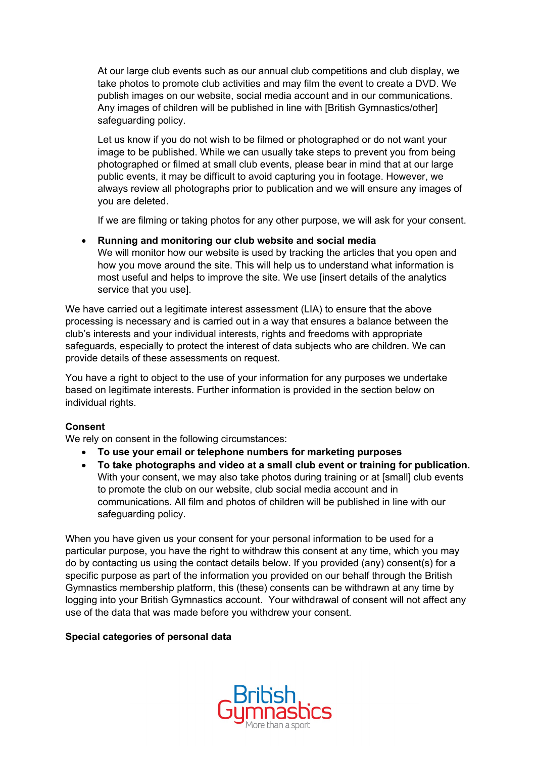At our large club events such as our annual club competitions and club display, we take photos to promote club activities and may film the event to create a DVD. We publish images on our website, social media account and in our communications. Any images of children will be published in line with [British Gymnastics/other] safeguarding policy.

Let us know if you do not wish to be filmed or photographed or do not want your image to be published. While we can usually take steps to prevent you from being photographed or filmed at small club events, please bear in mind that at our large public events, it may be difficult to avoid capturing you in footage. However, we always review all photographs prior to publication and we will ensure any images of you are deleted.

If we are filming or taking photos for any other purpose, we will ask for your consent.

- **Running and monitoring our club website and social media**
  We will monitor how our website is used by tracking the articles that you open and how you move around the site. This will help us to understand what information is most useful and helps to improve the site. We use [insert details of the analytics service that you use].

We have carried out a legitimate interest assessment (LIA) to ensure that the above processing is necessary and is carried out in a way that ensures a balance between the club's interests and your individual interests, rights and freedoms with appropriate safeguards, especially to protect the interest of data subjects who are children. We can provide details of these assessments on request.

You have a right to object to the use of your information for any purposes we undertake based on legitimate interests. Further information is provided in the section below on individual rights.

**Consent**
We rely on consent in the following circumstances:

- **To use your email or telephone numbers for marketing purposes**
- **To take photographs and video at a small club event or training for publication.** With your consent, we may also take photos during training or at [small] club events to promote the club on our website, club social media account and in communications. All film and photos of children will be published in line with our safeguarding policy.

When you have given us your consent for your personal information to be used for a particular purpose, you have the right to withdraw this consent at any time, which you may do by contacting us using the contact details below. If you provided (any) consent(s) for a specific purpose as part of the information you provided on our behalf through the British Gymnastics membership platform, this (these) consents can be withdrawn at any time by logging into your British Gymnastics account. Your withdrawal of consent will not affect any use of the data that was made before you withdrew your consent.

**Special categories of personal data**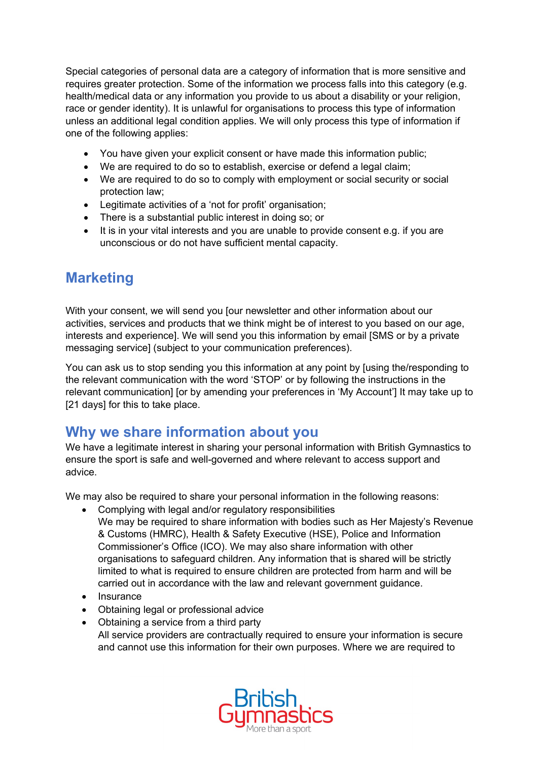Special categories of personal data are a category of information that is more sensitive and requires greater protection. Some of the information we process falls into this category (e.g. health/medical data or any information you provide to us about a disability or your religion, race or gender identity). It is unlawful for organisations to process this type of information unless an additional legal condition applies. We will only process this type of information if one of the following applies:

- You have given your explicit consent or have made this information public;
- We are required to do so to establish, exercise or defend a legal claim;
- We are required to do so to comply with employment or social security or social protection law;
- Legitimate activities of a 'not for profit' organisation;
- There is a substantial public interest in doing so; or
- It is in your vital interests and you are unable to provide consent e.g. if you are unconscious or do not have sufficient mental capacity.

## Marketing

With your consent, we will send you [our newsletter and other information about our activities, services and products that we think might be of interest to you based on our age, interests and experience]. We will send you this information by email [SMS or by a private messaging service] (subject to your communication preferences).

You can ask us to stop sending you this information at any point by [using the/responding to the relevant communication with the word 'STOP' or by following the instructions in the relevant communication] [or by amending your preferences in 'My Account'] It may take up to [21 days] for this to take place.

## Why we share information about you

We have a legitimate interest in sharing your personal information with British Gymnastics to ensure the sport is safe and well-governed and where relevant to access support and advice.

We may also be required to share your personal information in the following reasons:

- Complying with legal and/or regulatory responsibilities
  We may be required to share information with bodies such as Her Majesty's Revenue & Customs (HMRC), Health & Safety Executive (HSE), Police and Information Commissioner's Office (ICO). We may also share information with other organisations to safeguard children. Any information that is shared will be strictly limited to what is required to ensure children are protected from harm and will be carried out in accordance with the law and relevant government guidance.
- Insurance
- Obtaining legal or professional advice
- Obtaining a service from a third party
  All service providers are contractually required to ensure your information is secure and cannot use this information for their own purposes. Where we are required to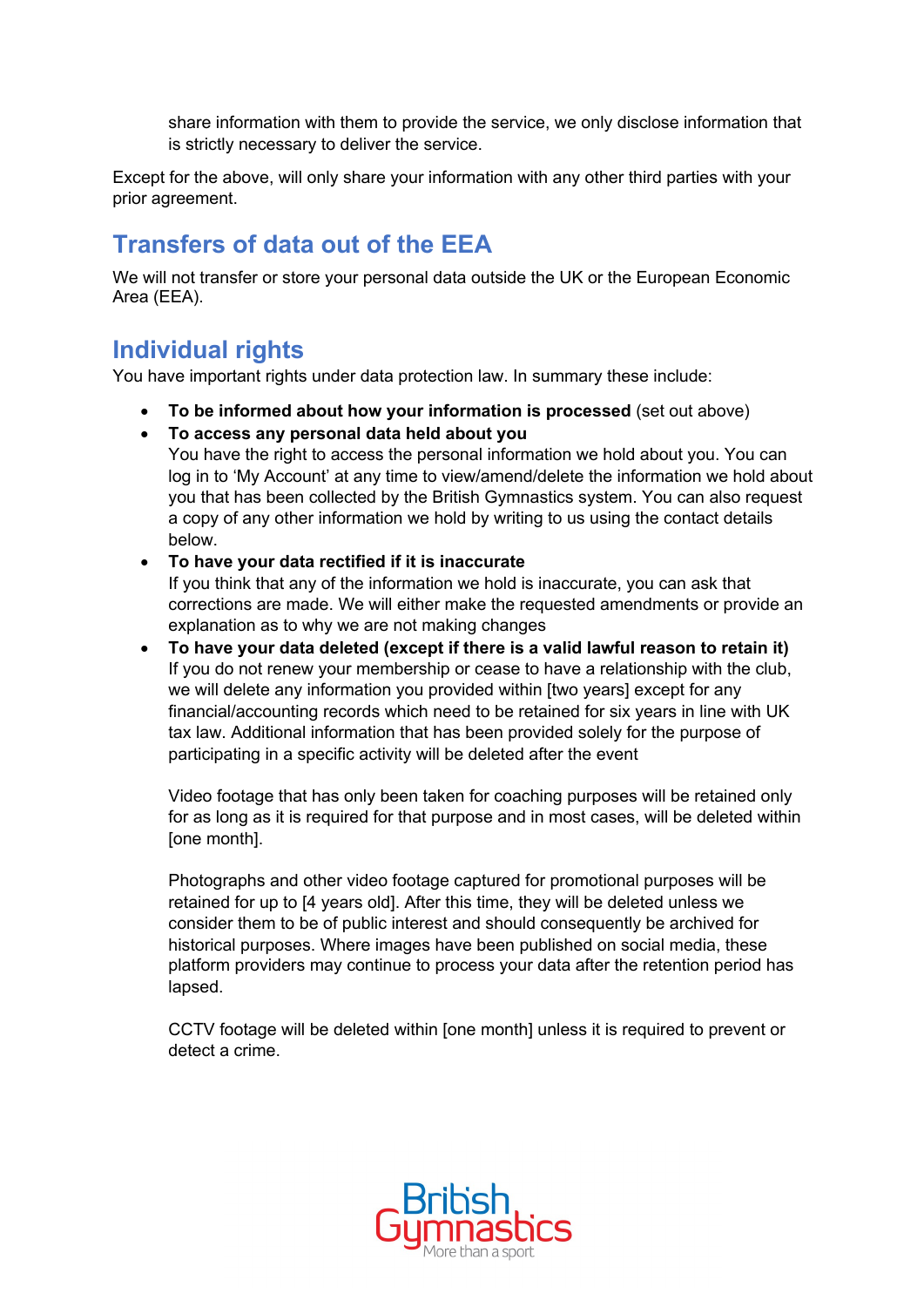share information with them to provide the service, we only disclose information that is strictly necessary to deliver the service.

Except for the above, will only share your information with any other third parties with your prior agreement.

## Transfers of data out of the EEA

We will not transfer or store your personal data outside the UK or the European Economic Area (EEA).

## Individual rights

You have important rights under data protection law. In summary these include:

- **To be informed about how your information is processed** (set out above)
- **To access any personal data held about you**
  You have the right to access the personal information we hold about you. You can log in to 'My Account' at any time to view/amend/delete the information we hold about you that has been collected by the British Gymnastics system. You can also request a copy of any other information we hold by writing to us using the contact details below.
- **To have your data rectified if it is inaccurate**
  If you think that any of the information we hold is inaccurate, you can ask that corrections are made. We will either make the requested amendments or provide an explanation as to why we are not making changes
- **To have your data deleted (except if there is a valid lawful reason to retain it)**
  If you do not renew your membership or cease to have a relationship with the club, we will delete any information you provided within [two years] except for any financial/accounting records which need to be retained for six years in line with UK tax law. Additional information that has been provided solely for the purpose of participating in a specific activity will be deleted after the event

  Video footage that has only been taken for coaching purposes will be retained only for as long as it is required for that purpose and in most cases, will be deleted within [one month].

  Photographs and other video footage captured for promotional purposes will be retained for up to [4 years old]. After this time, they will be deleted unless we consider them to be of public interest and should consequently be archived for historical purposes. Where images have been published on social media, these platform providers may continue to process your data after the retention period has lapsed.

  CCTV footage will be deleted within [one month] unless it is required to prevent or detect a crime.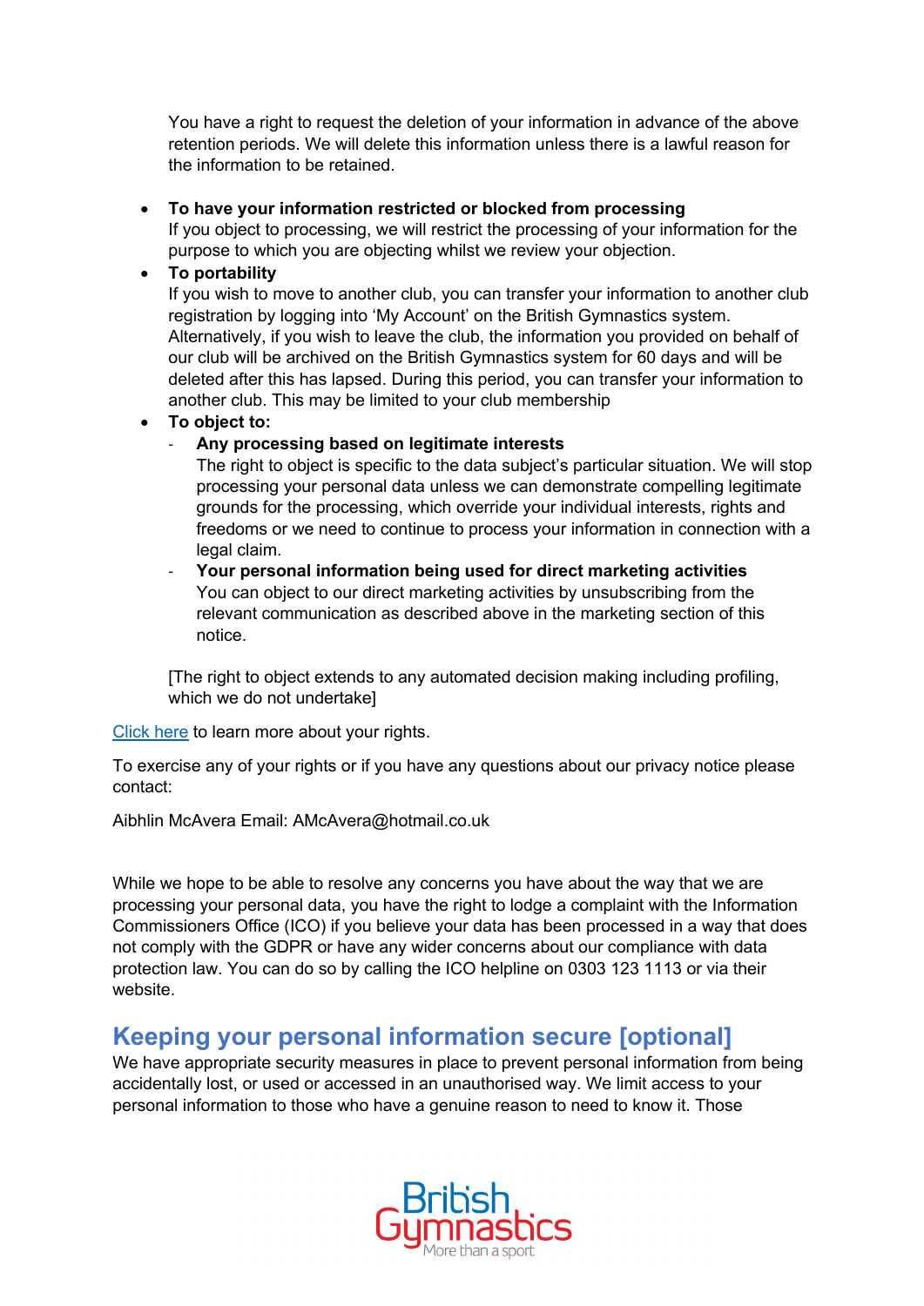You have a right to request the deletion of your information in advance of the above retention periods. We will delete this information unless there is a lawful reason for the information to be retained.

- **To have your information restricted or blocked from processing**
  If you object to processing, we will restrict the processing of your information for the purpose to which you are objecting whilst we review your objection.
- **To portability**
  If you wish to move to another club, you can transfer your information to another club registration by logging into 'My Account' on the British Gymnastics system. Alternatively, if you wish to leave the club, the information you provided on behalf of our club will be archived on the British Gymnastics system for 60 days and will be deleted after this has lapsed. During this period, you can transfer your information to another club. This may be limited to your club membership
- **To object to:**
  - **Any processing based on legitimate interests**
    The right to object is specific to the data subject's particular situation. We will stop processing your personal data unless we can demonstrate compelling legitimate grounds for the processing, which override your individual interests, rights and freedoms or we need to continue to process your information in connection with a legal claim.
  - **Your personal information being used for direct marketing activities**
    You can object to our direct marketing activities by unsubscribing from the relevant communication as described above in the marketing section of this notice.

  [The right to object extends to any automated decision making including profiling, which we do not undertake]

Click here to learn more about your rights.

To exercise any of your rights or if you have any questions about our privacy notice please contact:

Aibhlin McAvera Email: AMcAvera@hotmail.co.uk

While we hope to be able to resolve any concerns you have about the way that we are processing your personal data, you have the right to lodge a complaint with the Information Commissioners Office (ICO) if you believe your data has been processed in a way that does not comply with the GDPR or have any wider concerns about our compliance with data protection law. You can do so by calling the ICO helpline on 0303 123 1113 or via their website.

## Keeping your personal information secure [optional]

We have appropriate security measures in place to prevent personal information from being accidentally lost, or used or accessed in an unauthorised way. We limit access to your personal information to those who have a genuine reason to need to know it. Those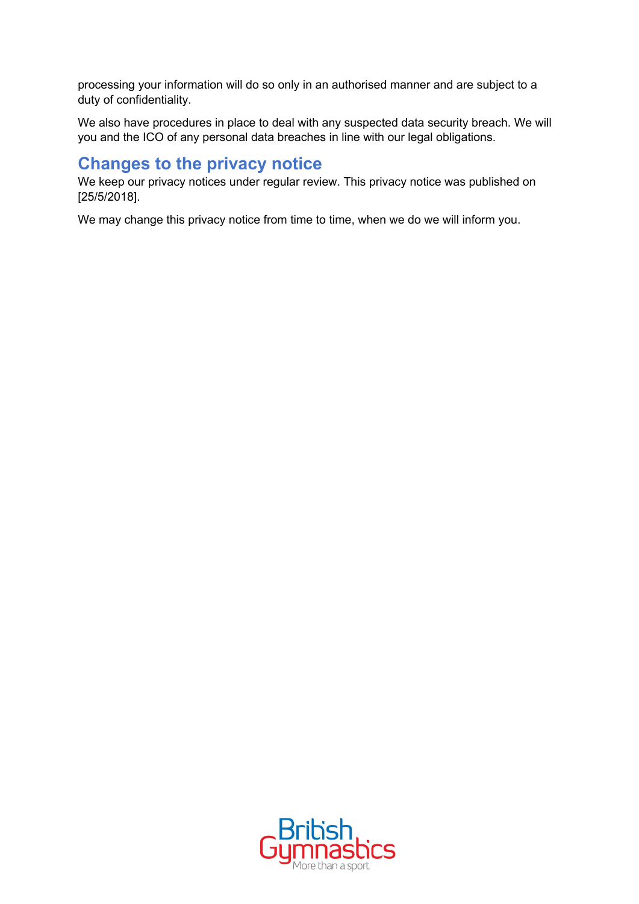processing your information will do so only in an authorised manner and are subject to a duty of confidentiality.

We also have procedures in place to deal with any suspected data security breach. We will you and the ICO of any personal data breaches in line with our legal obligations.

## Changes to the privacy notice

We keep our privacy notices under regular review. This privacy notice was published on [25/5/2018].

We may change this privacy notice from time to time, when we do we will inform you.